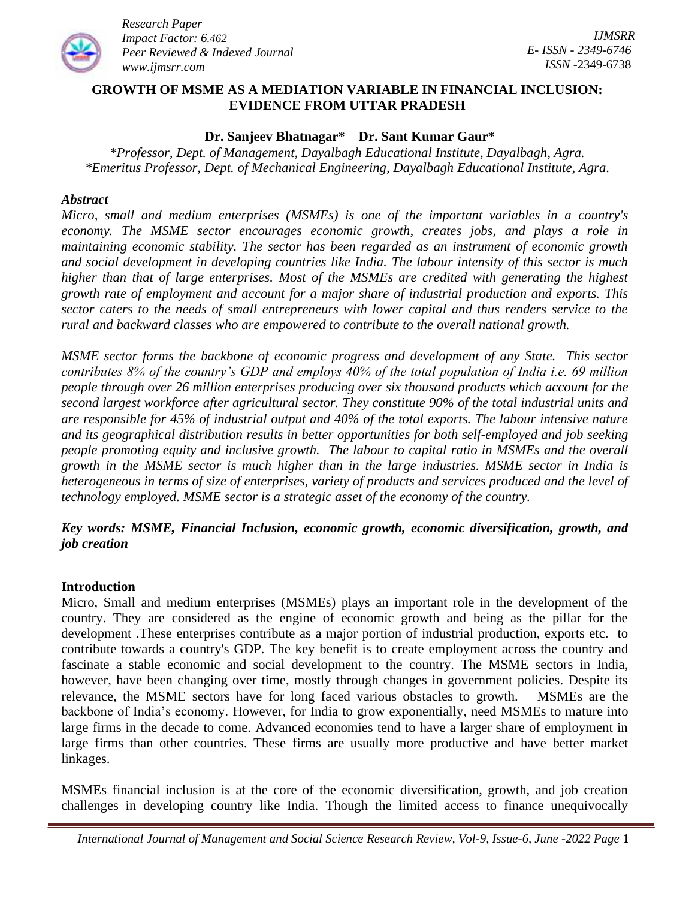# GROWTH OF MSME AS A MEDIATION VARIABLE IN FINANCIAL INCLUSION: EVIDENCE FROM UTTAR PRADESH

**Dr. Sanjeev Bhatnagar\*    Dr. Sant Kumar Gaur\***

*\*Professor, Dept. of Management, Dayalbagh Educational Institute, Dayalbagh, Agra.*
*\*Emeritus Professor, Dept. of Mechanical Engineering, Dayalbagh Educational Institute, Agra.*

### *Abstract*

*Micro, small and medium enterprises (MSMEs) is one of the important variables in a country's economy. The MSME sector encourages economic growth, creates jobs, and plays a role in maintaining economic stability. The sector has been regarded as an instrument of economic growth and social development in developing countries like India. The labour intensity of this sector is much higher than that of large enterprises. Most of the MSMEs are credited with generating the highest growth rate of employment and account for a major share of industrial production and exports. This sector caters to the needs of small entrepreneurs with lower capital and thus renders service to the rural and backward classes who are empowered to contribute to the overall national growth.*

*MSME sector forms the backbone of economic progress and development of any State. This sector contributes 8% of the country's GDP and employs 40% of the total population of India i.e. 69 million people through over 26 million enterprises producing over six thousand products which account for the second largest workforce after agricultural sector. They constitute 90% of the total industrial units and are responsible for 45% of industrial output and 40% of the total exports. The labour intensive nature and its geographical distribution results in better opportunities for both self-employed and job seeking people promoting equity and inclusive growth. The labour to capital ratio in MSMEs and the overall growth in the MSME sector is much higher than in the large industries. MSME sector in India is heterogeneous in terms of size of enterprises, variety of products and services produced and the level of technology employed. MSME sector is a strategic asset of the economy of the country.*

***Key words: MSME, Financial Inclusion, economic growth, economic diversification, growth, and job creation***

### Introduction

Micro, Small and medium enterprises (MSMEs) plays an important role in the development of the country. They are considered as the engine of economic growth and being as the pillar for the development .These enterprises contribute as a major portion of industrial production, exports etc. to contribute towards a country's GDP. The key benefit is to create employment across the country and fascinate a stable economic and social development to the country. The MSME sectors in India, however, have been changing over time, mostly through changes in government policies. Despite its relevance, the MSME sectors have for long faced various obstacles to growth. MSMEs are the backbone of India's economy. However, for India to grow exponentially, need MSMEs to mature into large firms in the decade to come. Advanced economies tend to have a larger share of employment in large firms than other countries. These firms are usually more productive and have better market linkages.

MSMEs financial inclusion is at the core of the economic diversification, growth, and job creation challenges in developing country like India. Though the limited access to finance unequivocally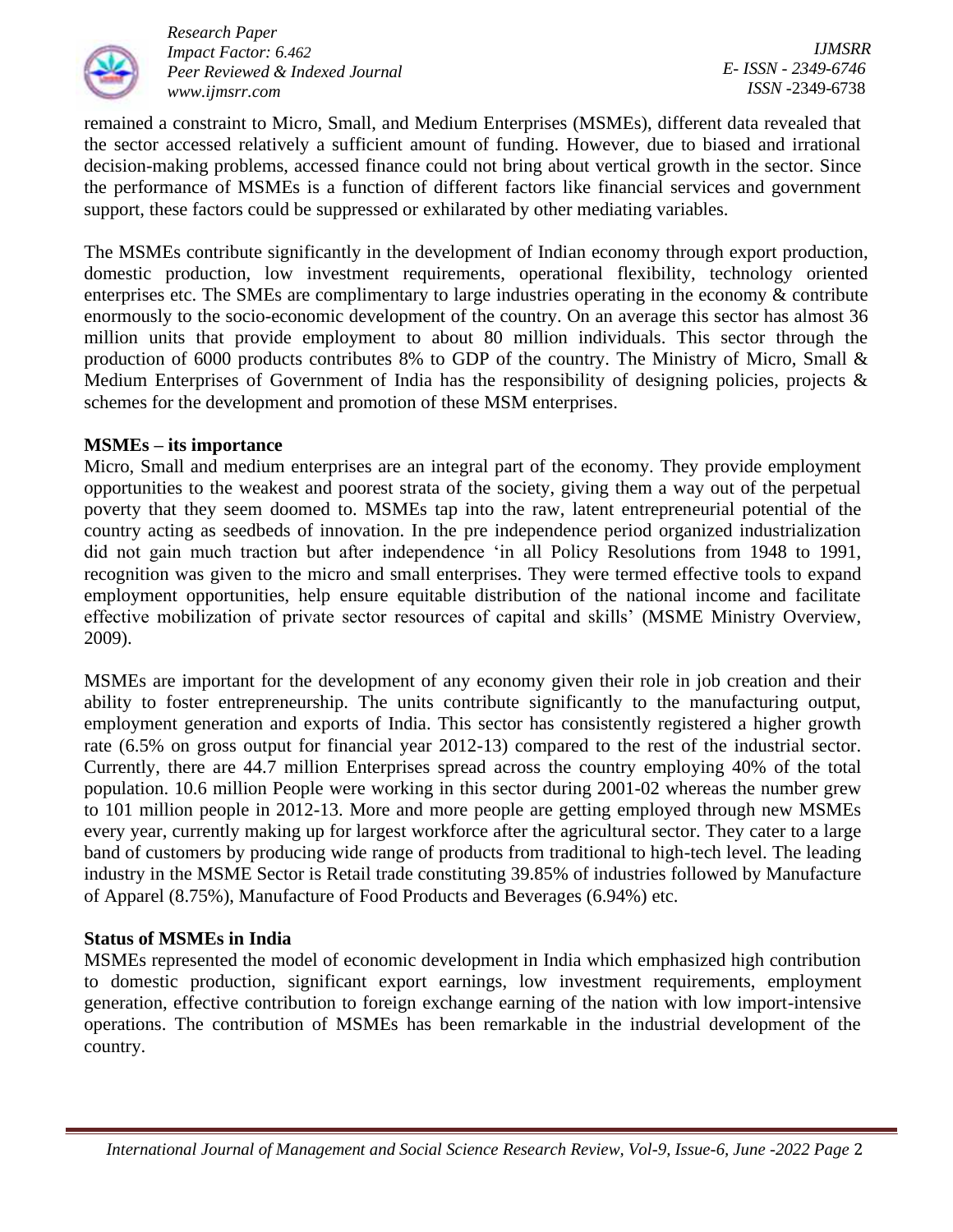remained a constraint to Micro, Small, and Medium Enterprises (MSMEs), different data revealed that the sector accessed relatively a sufficient amount of funding. However, due to biased and irrational decision-making problems, accessed finance could not bring about vertical growth in the sector. Since the performance of MSMEs is a function of different factors like financial services and government support, these factors could be suppressed or exhilarated by other mediating variables.

The MSMEs contribute significantly in the development of Indian economy through export production, domestic production, low investment requirements, operational flexibility, technology oriented enterprises etc. The SMEs are complimentary to large industries operating in the economy & contribute enormously to the socio-economic development of the country. On an average this sector has almost 36 million units that provide employment to about 80 million individuals. This sector through the production of 6000 products contributes 8% to GDP of the country. The Ministry of Micro, Small & Medium Enterprises of Government of India has the responsibility of designing policies, projects & schemes for the development and promotion of these MSM enterprises.

**MSMEs – its importance**

Micro, Small and medium enterprises are an integral part of the economy. They provide employment opportunities to the weakest and poorest strata of the society, giving them a way out of the perpetual poverty that they seem doomed to. MSMEs tap into the raw, latent entrepreneurial potential of the country acting as seedbeds of innovation. In the pre independence period organized industrialization did not gain much traction but after independence 'in all Policy Resolutions from 1948 to 1991, recognition was given to the micro and small enterprises. They were termed effective tools to expand employment opportunities, help ensure equitable distribution of the national income and facilitate effective mobilization of private sector resources of capital and skills' (MSME Ministry Overview, 2009).

MSMEs are important for the development of any economy given their role in job creation and their ability to foster entrepreneurship. The units contribute significantly to the manufacturing output, employment generation and exports of India. This sector has consistently registered a higher growth rate (6.5% on gross output for financial year 2012-13) compared to the rest of the industrial sector. Currently, there are 44.7 million Enterprises spread across the country employing 40% of the total population. 10.6 million People were working in this sector during 2001-02 whereas the number grew to 101 million people in 2012-13. More and more people are getting employed through new MSMEs every year, currently making up for largest workforce after the agricultural sector. They cater to a large band of customers by producing wide range of products from traditional to high-tech level. The leading industry in the MSME Sector is Retail trade constituting 39.85% of industries followed by Manufacture of Apparel (8.75%), Manufacture of Food Products and Beverages (6.94%) etc.

**Status of MSMEs in India**

MSMEs represented the model of economic development in India which emphasized high contribution to domestic production, significant export earnings, low investment requirements, employment generation, effective contribution to foreign exchange earning of the nation with low import-intensive operations. The contribution of MSMEs has been remarkable in the industrial development of the country.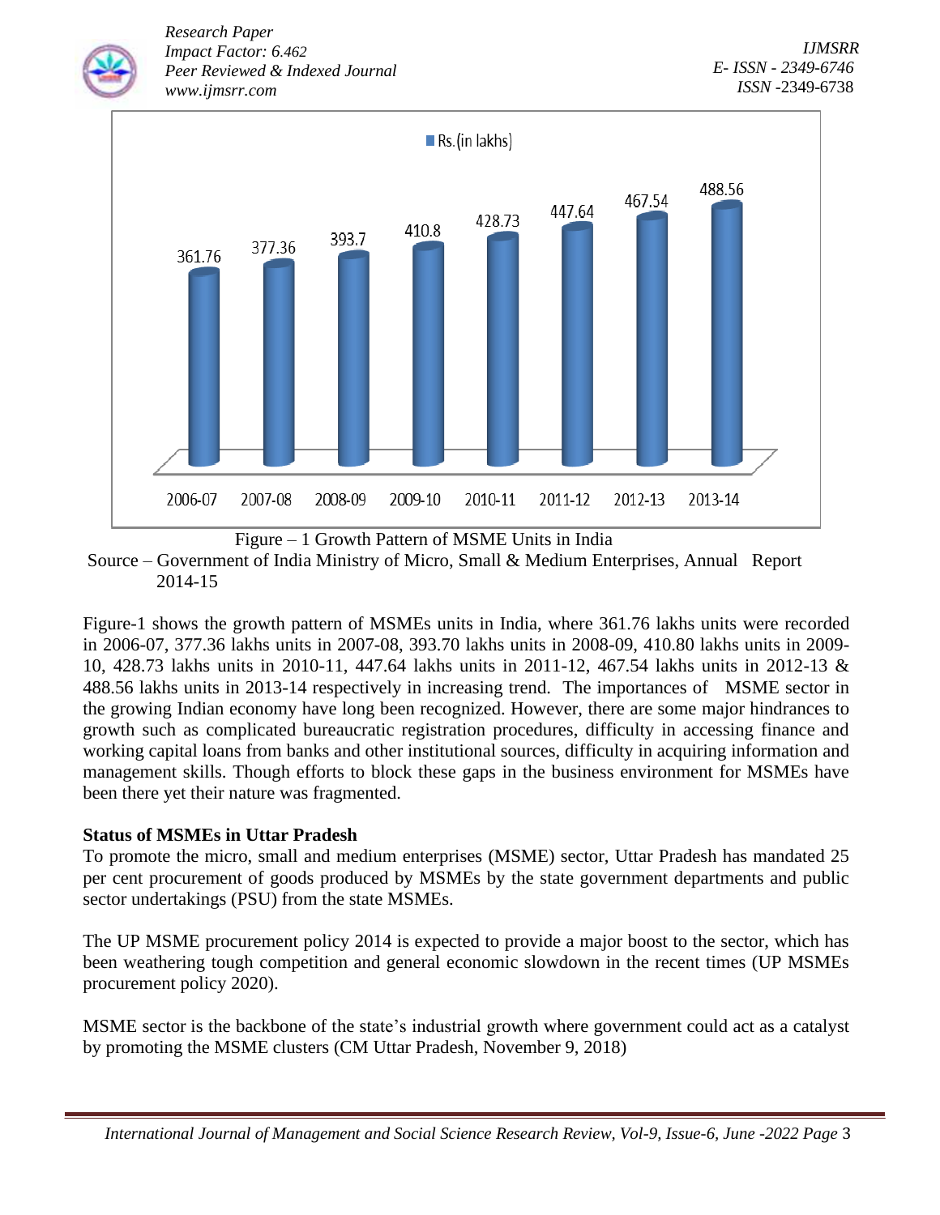| Year | Rs. (in lakhs) |
|---|---|
| 2006-07 | 361.76 |
| 2007-08 | 377.36 |
| 2008-09 | 393.7 |
| 2009-10 | 410.8 |
| 2010-11 | 428.73 |
| 2011-12 | 447.64 |
| 2012-13 | 467.54 |
| 2013-14 | 488.56 |

Figure – 1 Growth Pattern of MSME Units in India

Source – Government of India Ministry of Micro, Small & Medium Enterprises, Annual Report 2014-15

Figure-1 shows the growth pattern of MSMEs units in India, where 361.76 lakhs units were recorded in 2006-07, 377.36 lakhs units in 2007-08, 393.70 lakhs units in 2008-09, 410.80 lakhs units in 2009-10, 428.73 lakhs units in 2010-11, 447.64 lakhs units in 2011-12, 467.54 lakhs units in 2012-13 & 488.56 lakhs units in 2013-14 respectively in increasing trend. The importances of MSME sector in the growing Indian economy have long been recognized. However, there are some major hindrances to growth such as complicated bureaucratic registration procedures, difficulty in accessing finance and working capital loans from banks and other institutional sources, difficulty in acquiring information and management skills. Though efforts to block these gaps in the business environment for MSMEs have been there yet their nature was fragmented.

**Status of MSMEs in Uttar Pradesh**

To promote the micro, small and medium enterprises (MSME) sector, Uttar Pradesh has mandated 25 per cent procurement of goods produced by MSMEs by the state government departments and public sector undertakings (PSU) from the state MSMEs.

The UP MSME procurement policy 2014 is expected to provide a major boost to the sector, which has been weathering tough competition and general economic slowdown in the recent times (UP MSMEs procurement policy 2020).

MSME sector is the backbone of the state's industrial growth where government could act as a catalyst by promoting the MSME clusters (CM Uttar Pradesh, November 9, 2018)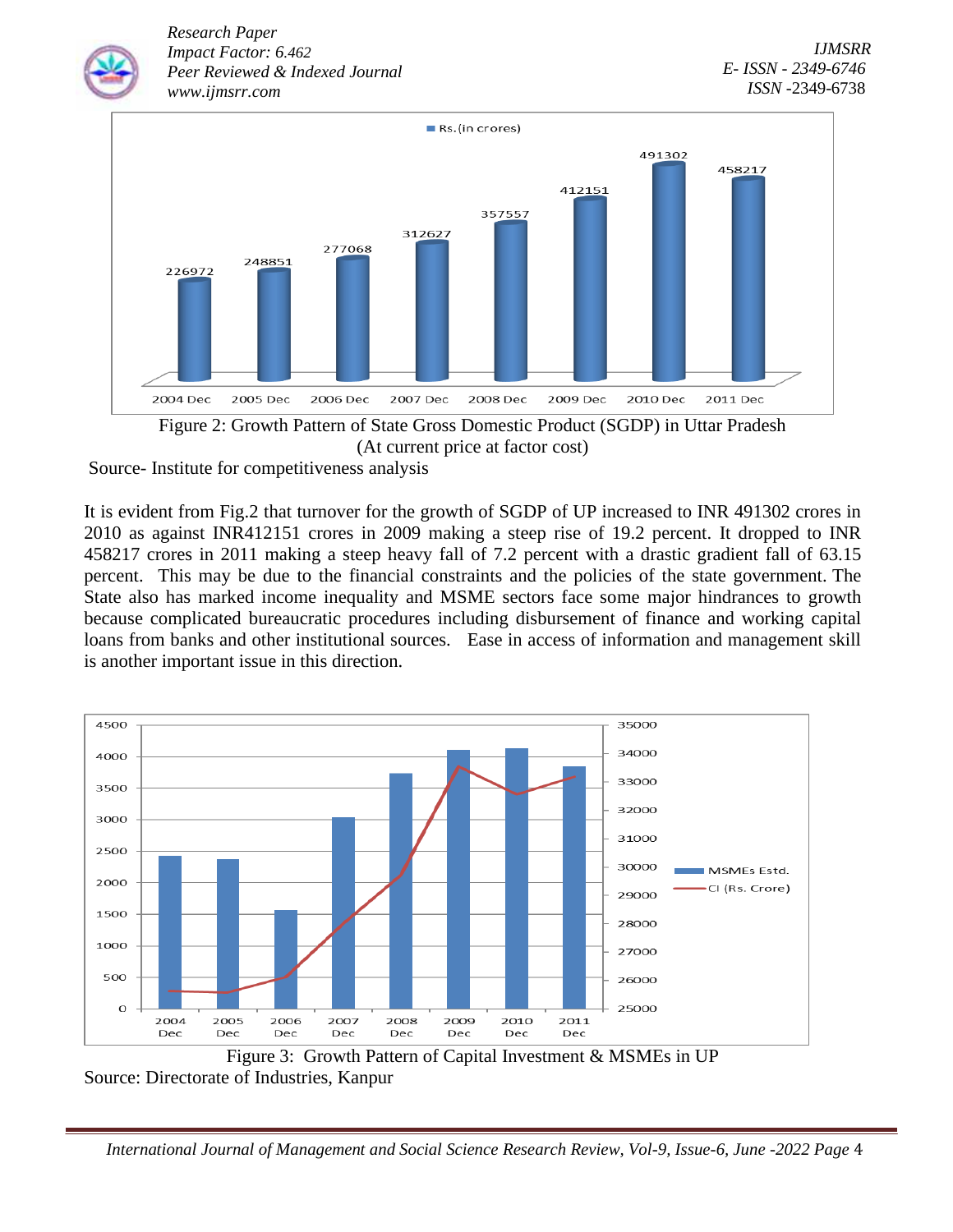Figure 2: Growth Pattern of State Gross Domestic Product (SGDP) in Uttar Pradesh (At current price at factor cost)

Source- Institute for competitiveness analysis

It is evident from Fig.2 that turnover for the growth of SGDP of UP increased to INR 491302 crores in 2010 as against INR412151 crores in 2009 making a steep rise of 19.2 percent. It dropped to INR 458217 crores in 2011 making a steep heavy fall of 7.2 percent with a drastic gradient fall of 63.15 percent. This may be due to the financial constraints and the policies of the state government. The State also has marked income inequality and MSME sectors face some major hindrances to growth because complicated bureaucratic procedures including disbursement of finance and working capital loans from banks and other institutional sources. Ease in access of information and management skill is another important issue in this direction.

Figure 3: Growth Pattern of Capital Investment & MSMEs in UP

Source: Directorate of Industries, Kanpur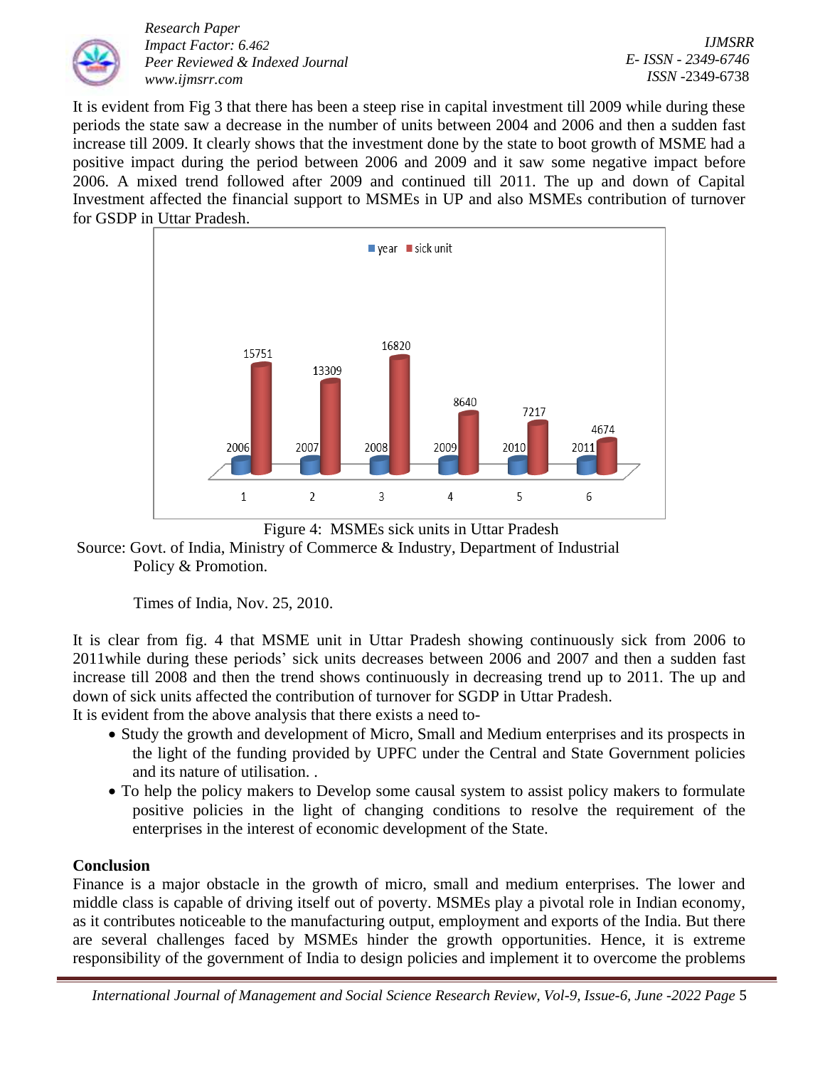It is evident from Fig 3 that there has been a steep rise in capital investment till 2009 while during these periods the state saw a decrease in the number of units between 2004 and 2006 and then a sudden fast increase till 2009. It clearly shows that the investment done by the state to boot growth of MSME had a positive impact during the period between 2006 and 2009 and it saw some negative impact before 2006. A mixed trend followed after 2009 and continued till 2011. The up and down of Capital Investment affected the financial support to MSMEs in UP and also MSMEs contribution of turnover for GSDP in Uttar Pradesh.

Figure 4: MSMEs sick units in Uttar Pradesh

Source: Govt. of India, Ministry of Commerce & Industry, Department of Industrial Policy & Promotion.

Times of India, Nov. 25, 2010.

It is clear from fig. 4 that MSME unit in Uttar Pradesh showing continuously sick from 2006 to 2011while during these periods' sick units decreases between 2006 and 2007 and then a sudden fast increase till 2008 and then the trend shows continuously in decreasing trend up to 2011. The up and down of sick units affected the contribution of turnover for SGDP in Uttar Pradesh.

It is evident from the above analysis that there exists a need to-

- Study the growth and development of Micro, Small and Medium enterprises and its prospects in the light of the funding provided by UPFC under the Central and State Government policies and its nature of utilisation. .
- To help the policy makers to Develop some causal system to assist policy makers to formulate positive policies in the light of changing conditions to resolve the requirement of the enterprises in the interest of economic development of the State.

## Conclusion

Finance is a major obstacle in the growth of micro, small and medium enterprises. The lower and middle class is capable of driving itself out of poverty. MSMEs play a pivotal role in Indian economy, as it contributes noticeable to the manufacturing output, employment and exports of the India. But there are several challenges faced by MSMEs hinder the growth opportunities. Hence, it is extreme responsibility of the government of India to design policies and implement it to overcome the problems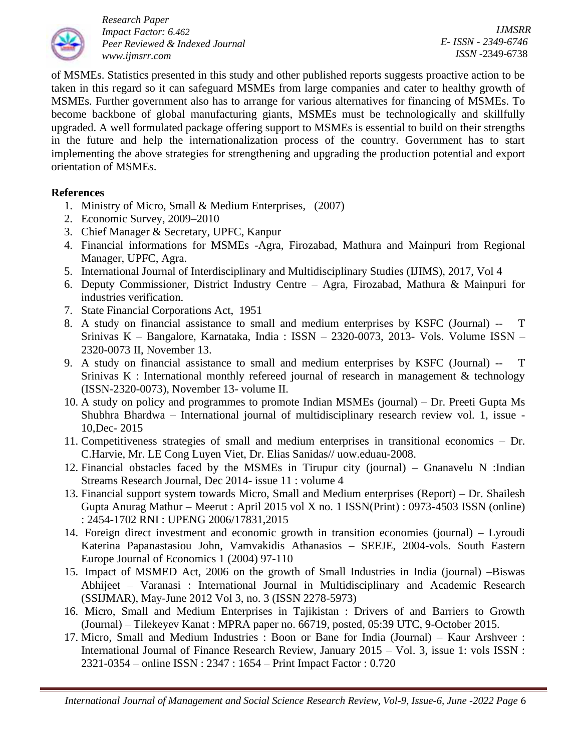of MSMEs. Statistics presented in this study and other published reports suggests proactive action to be taken in this regard so it can safeguard MSMEs from large companies and cater to healthy growth of MSMEs. Further government also has to arrange for various alternatives for financing of MSMEs. To become backbone of global manufacturing giants, MSMEs must be technologically and skillfully upgraded. A well formulated package offering support to MSMEs is essential to build on their strengths in the future and help the internationalization process of the country. Government has to start implementing the above strategies for strengthening and upgrading the production potential and export orientation of MSMEs.

**References**

1. Ministry of Micro, Small & Medium Enterprises, (2007)
2. Economic Survey, 2009–2010
3. Chief Manager & Secretary, UPFC, Kanpur
4. Financial informations for MSMEs -Agra, Firozabad, Mathura and Mainpuri from Regional Manager, UPFC, Agra.
5. International Journal of Interdisciplinary and Multidisciplinary Studies (IJIMS), 2017, Vol 4
6. Deputy Commissioner, District Industry Centre – Agra, Firozabad, Mathura & Mainpuri for industries verification.
7. State Financial Corporations Act, 1951
8. A study on financial assistance to small and medium enterprises by KSFC (Journal) -- T Srinivas K – Bangalore, Karnataka, India : ISSN – 2320-0073, 2013- Vols. Volume ISSN – 2320-0073 II, November 13.
9. A study on financial assistance to small and medium enterprises by KSFC (Journal) -- T Srinivas K : International monthly refereed journal of research in management & technology (ISSN-2320-0073), November 13- volume II.
10. A study on policy and programmes to promote Indian MSMEs (journal) – Dr. Preeti Gupta Ms Shubhra Bhardwa – International journal of multidisciplinary research review vol. 1, issue - 10,Dec- 2015
11. Competitiveness strategies of small and medium enterprises in transitional economics – Dr. C.Harvie, Mr. LE Cong Luyen Viet, Dr. Elias Sanidas// uow.eduau-2008.
12. Financial obstacles faced by the MSMEs in Tirupur city (journal) – Gnanavelu N :Indian Streams Research Journal, Dec 2014- issue 11 : volume 4
13. Financial support system towards Micro, Small and Medium enterprises (Report) – Dr. Shailesh Gupta Anurag Mathur – Meerut : April 2015 vol X no. 1 ISSN(Print) : 0973-4503 ISSN (online) : 2454-1702 RNI : UPENG 2006/17831,2015
14. Foreign direct investment and economic growth in transition economies (journal) – Lyroudi Katerina Papanastasiou John, Vamvakidis Athanasios – SEEJE, 2004-vols. South Eastern Europe Journal of Economics 1 (2004) 97-110
15. Impact of MSMED Act, 2006 on the growth of Small Industries in India (journal) –Biswas Abhijeet – Varanasi : International Journal in Multidisciplinary and Academic Research (SSIJMAR), May-June 2012 Vol 3, no. 3 (ISSN 2278-5973)
16. Micro, Small and Medium Enterprises in Tajikistan : Drivers of and Barriers to Growth (Journal) – Tilekeyev Kanat : MPRA paper no. 66719, posted, 05:39 UTC, 9-October 2015.
17. Micro, Small and Medium Industries : Boon or Bane for India (Journal) – Kaur Arshveer : International Journal of Finance Research Review, January 2015 – Vol. 3, issue 1: vols ISSN : 2321-0354 – online ISSN : 2347 : 1654 – Print Impact Factor : 0.720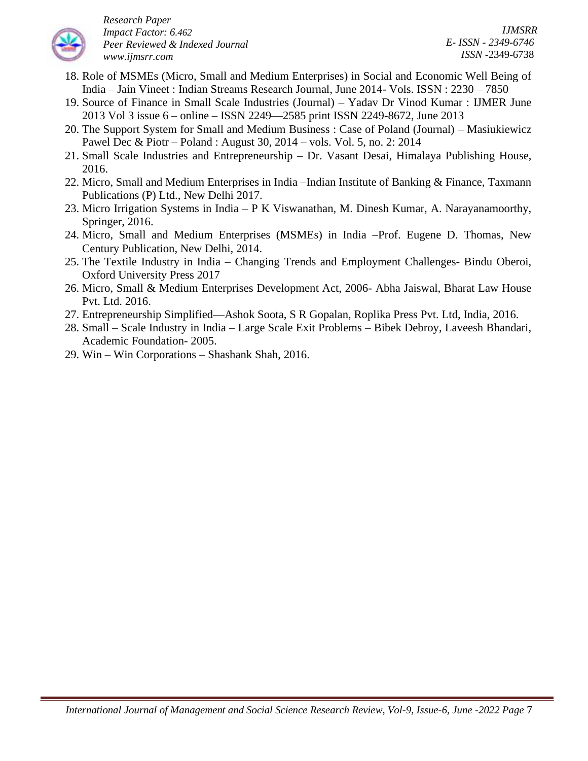18. Role of MSMEs (Micro, Small and Medium Enterprises) in Social and Economic Well Being of India – Jain Vineet : Indian Streams Research Journal, June 2014- Vols. ISSN : 2230 – 7850
19. Source of Finance in Small Scale Industries (Journal) – Yadav Dr Vinod Kumar : IJMER June 2013 Vol 3 issue 6 – online – ISSN 2249—2585 print ISSN 2249-8672, June 2013
20. The Support System for Small and Medium Business : Case of Poland (Journal) – Masiukiewicz Pawel Dec & Piotr – Poland : August 30, 2014 – vols. Vol. 5, no. 2: 2014
21. Small Scale Industries and Entrepreneurship – Dr. Vasant Desai, Himalaya Publishing House, 2016.
22. Micro, Small and Medium Enterprises in India –Indian Institute of Banking & Finance, Taxmann Publications (P) Ltd., New Delhi 2017.
23. Micro Irrigation Systems in India – P K Viswanathan, M. Dinesh Kumar, A. Narayanamoorthy, Springer, 2016.
24. Micro, Small and Medium Enterprises (MSMEs) in India –Prof. Eugene D. Thomas, New Century Publication, New Delhi, 2014.
25. The Textile Industry in India – Changing Trends and Employment Challenges- Bindu Oberoi, Oxford University Press 2017
26. Micro, Small & Medium Enterprises Development Act, 2006- Abha Jaiswal, Bharat Law House Pvt. Ltd. 2016.
27. Entrepreneurship Simplified—Ashok Soota, S R Gopalan, Roplika Press Pvt. Ltd, India, 2016.
28. Small – Scale Industry in India – Large Scale Exit Problems – Bibek Debroy, Laveesh Bhandari, Academic Foundation- 2005.
29. Win – Win Corporations – Shashank Shah, 2016.